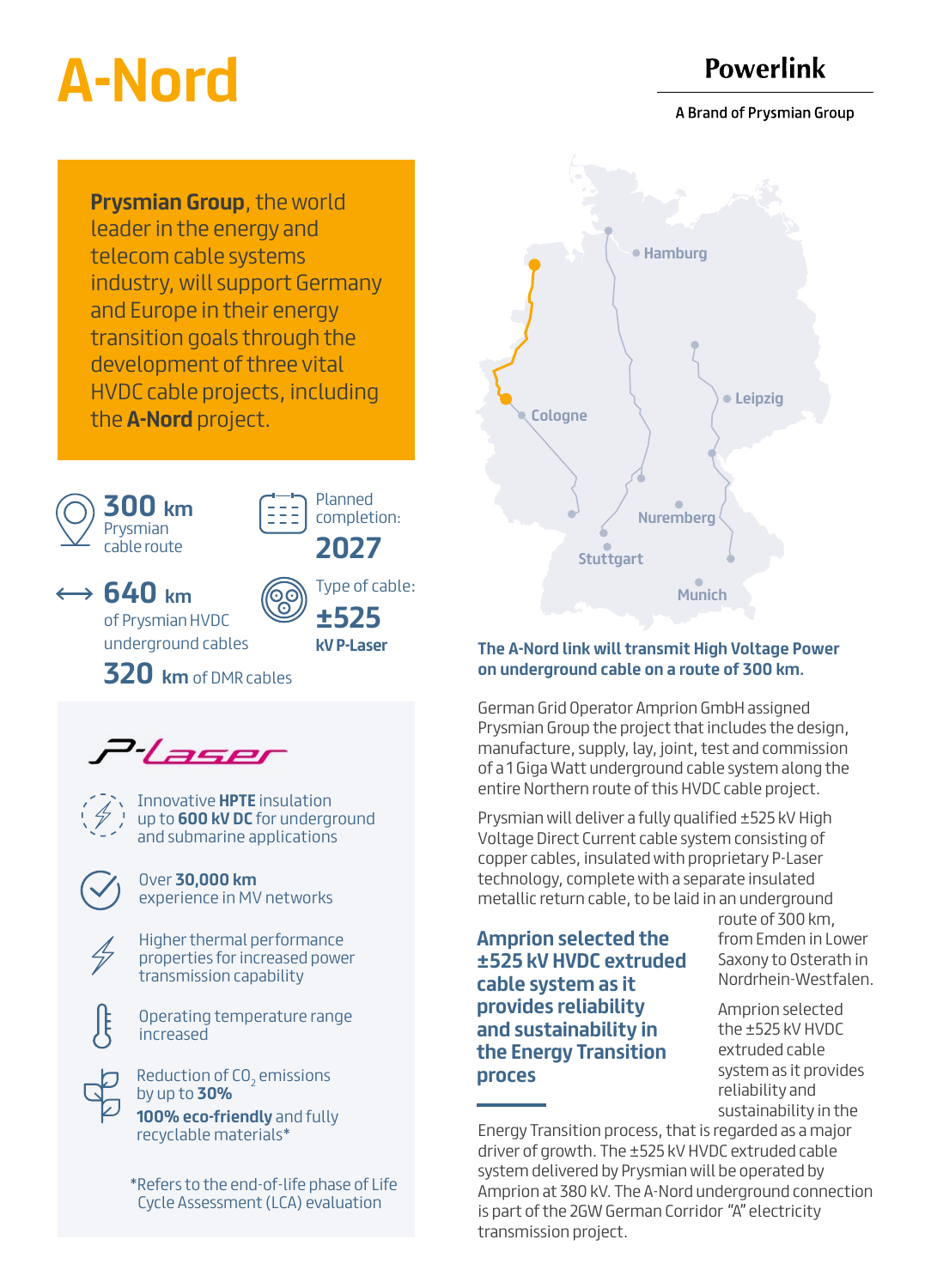# A-Nord

**Powerlink**

A Brand of Prysmian Group

**Prysmian Group**, the world leader in the energy and telecom cable systems industry, will support Germany and Europe in their energy transition goals through the development of three vital HVDC cable projects, including the **A-Nord** project.

**300 km**
Prysmian cable route

Planned completion:
**2027**

**640 km**
of Prysmian HVDC underground cables

Type of cable:
**±525 kV P-Laser**

**320 km** of DMR cables

## P-Laser

- Innovative **HPTE** insulation up to **600 kV DC** for underground and submarine applications
- Over **30,000 km** experience in MV networks
- Higher thermal performance properties for increased power transmission capability
- Operating temperature range increased
- Reduction of $CO_2$ emissions by up to **30%**
  **100% eco-friendly** and fully recyclable materials*

*Refers to the end-of-life phase of Life Cycle Assessment (LCA) evaluation

Hamburg · Leipzig · Cologne · Nuremberg · Stuttgart · Munich

**The A-Nord link will transmit High Voltage Power on underground cable on a route of 300 km.**

German Grid Operator Amprion GmbH assigned Prysmian Group the project that includes the design, manufacture, supply, lay, joint, test and commission of a 1 Giga Watt underground cable system along the entire Northern route of this HVDC cable project.

Prysmian will deliver a fully qualified ±525 kV High Voltage Direct Current cable system consisting of copper cables, insulated with proprietary P-Laser technology, complete with a separate insulated metallic return cable, to be laid in an underground route of 300 km, from Emden in Lower Saxony to Osterath in Nordrhein-Westfalen.

**Amprion selected the ±525 kV HVDC extruded cable system as it provides reliability and sustainability in the Energy Transition proces**

Amprion selected the ±525 kV HVDC extruded cable system as it provides reliability and sustainability in the Energy Transition process, that is regarded as a major driver of growth. The ±525 kV HVDC extruded cable system delivered by Prysmian will be operated by Amprion at 380 kV. The A-Nord underground connection is part of the 2GW German Corridor "A" electricity transmission project.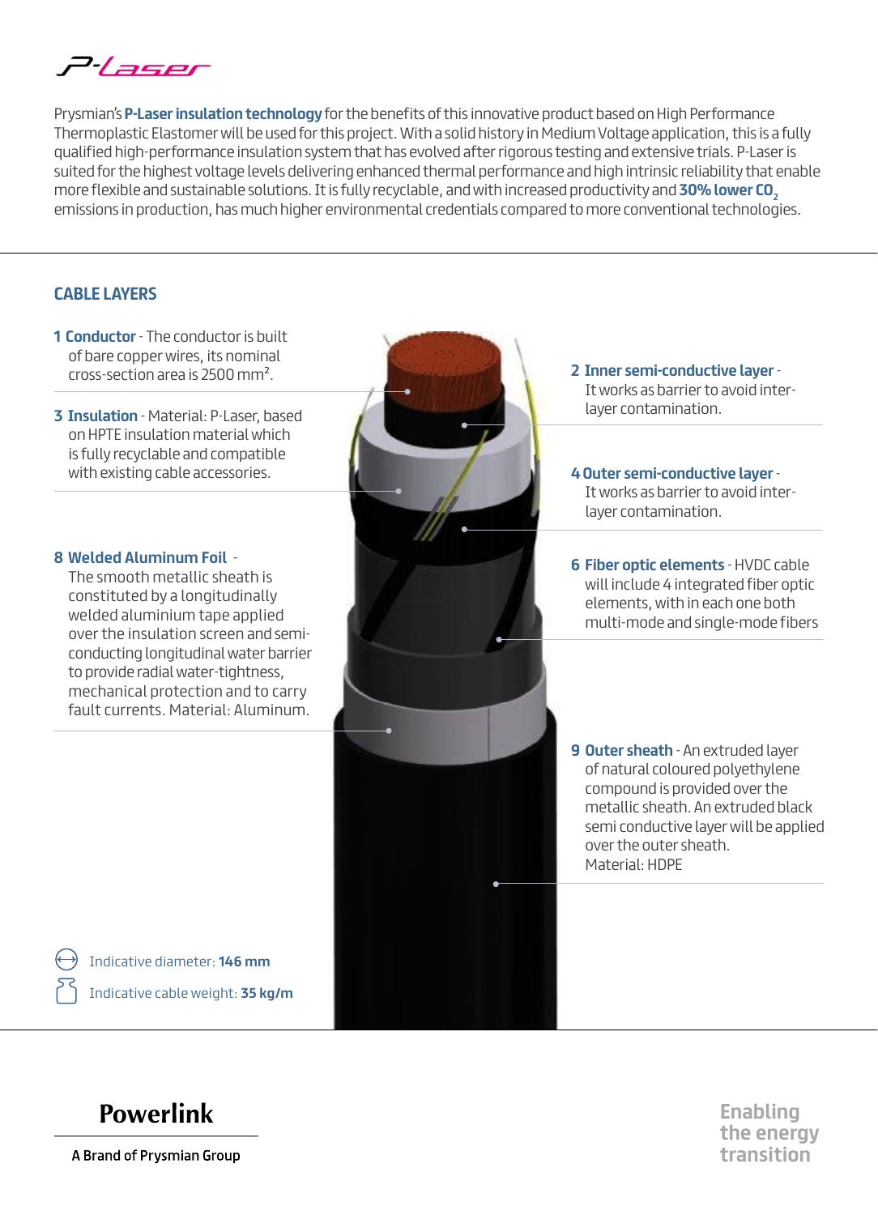P-Laser

Prysmian's **P-Laser insulation technology** for the benefits of this innovative product based on High Performance Thermoplastic Elastomer will be used for this project. With a solid history in Medium Voltage application, this is a fully qualified high-performance insulation system that has evolved after rigorous testing and extensive trials. P-Laser is suited for the highest voltage levels delivering enhanced thermal performance and high intrinsic reliability that enable more flexible and sustainable solutions. It is fully recyclable, and with increased productivity and **30% lower $CO_2$** emissions in production, has much higher environmental credentials compared to more conventional technologies.

## CABLE LAYERS

**1 Conductor** - The conductor is built of bare copper wires, its nominal cross-section area is 2500 mm².

**2 Inner semi-conductive layer** - It works as barrier to avoid inter-layer contamination.

**3 Insulation** - Material: P-Laser, based on HPTE insulation material which is fully recyclable and compatible with existing cable accessories.

**4 Outer semi-conductive layer** - It works as barrier to avoid inter-layer contamination.

**6 Fiber optic elements** - HVDC cable will include 4 integrated fiber optic elements, with in each one both multi-mode and single-mode fibers

**8 Welded Aluminum Foil** - The smooth metallic sheath is constituted by a longitudinally welded aluminium tape applied over the insulation screen and semi-conducting longitudinal water barrier to provide radial water-tightness, mechanical protection and to carry fault currents. Material: Aluminum.

**9 Outer sheath** - An extruded layer of natural coloured polyethylene compound is provided over the metallic sheath. An extruded black semi conductive layer will be applied over the outer sheath. Material: HDPE

Indicative diameter: **146 mm**

Indicative cable weight: **35 kg/m**

**Powerlink**

A Brand of Prysmian Group

Enabling the energy transition